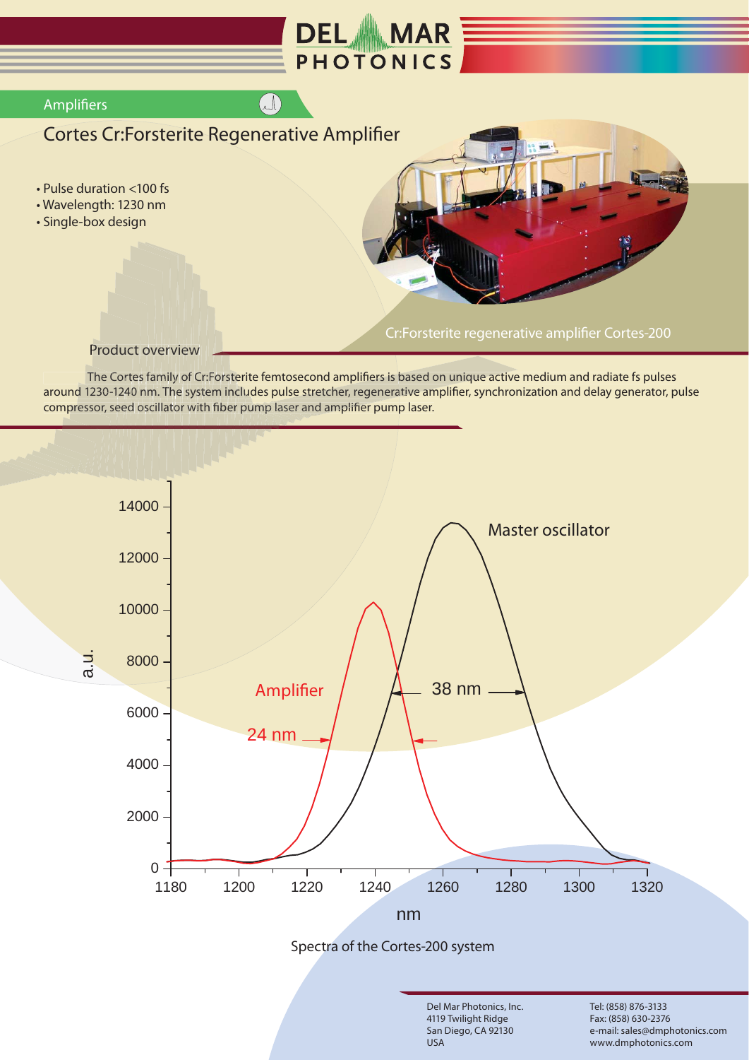DEL MAR PHOTONICS

Amplifiers

# Cortes Cr:Forsterite Regenerative Amplifier

- Pulse duration <100 fs
- Wavelength: 1230 nm
- Single-box design

Cr:Forsterite regenerative amplifier Cortes-200

## Product overview

The Cortes family of Cr:Forsterite femtosecond amplifiers is based on unique active medium and radiate fs pulses around 1230-1240 nm. The system includes pulse stretcher, regenerative amplifier, synchronization and delay generator, pulse compressor, seed oscillator with fiber pump laser and amplifier pump laser.

Spectra of the Cortes-200 system

Del Mar Photonics, Inc.
4119 Twilight Ridge
San Diego, CA 92130
USA

Tel: (858) 876-3133
Fax: (858) 630-2376
e-mail: sales@dmphotonics.com
www.dmphotonics.com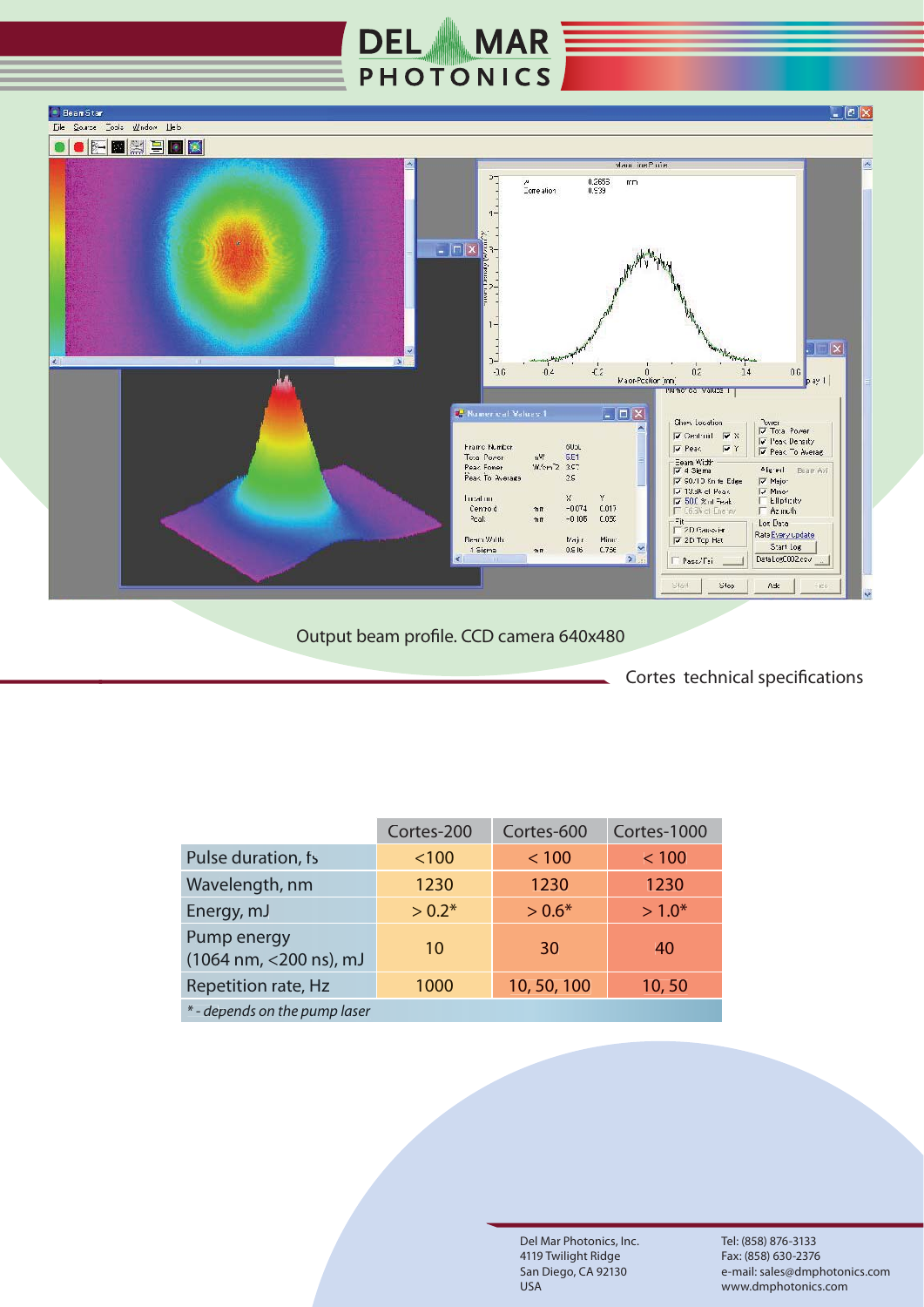Output beam profile. CCD camera 640x480

Cortes technical specifications

| | Cortes-200 | Cortes-600 | Cortes-1000 |
|---|---|---|---|
| Pulse duration, fs | <100 | < 100 | < 100 |
| Wavelength, nm | 1230 | 1230 | 1230 |
| Energy, mJ | > 0.2* | > 0.6* | > 1.0* |
| Pump energy (1064 nm, <200 ns), mJ | 10 | 30 | 40 |
| Repetition rate, Hz | 1000 | 10, 50, 100 | 10, 50 |

*\* - depends on the pump laser*

Del Mar Photonics, Inc.
4119 Twilight Ridge
San Diego, CA 92130
USA

Tel: (858) 876-3133
Fax: (858) 630-2376
e-mail: sales@dmphotonics.com
www.dmphotonics.com